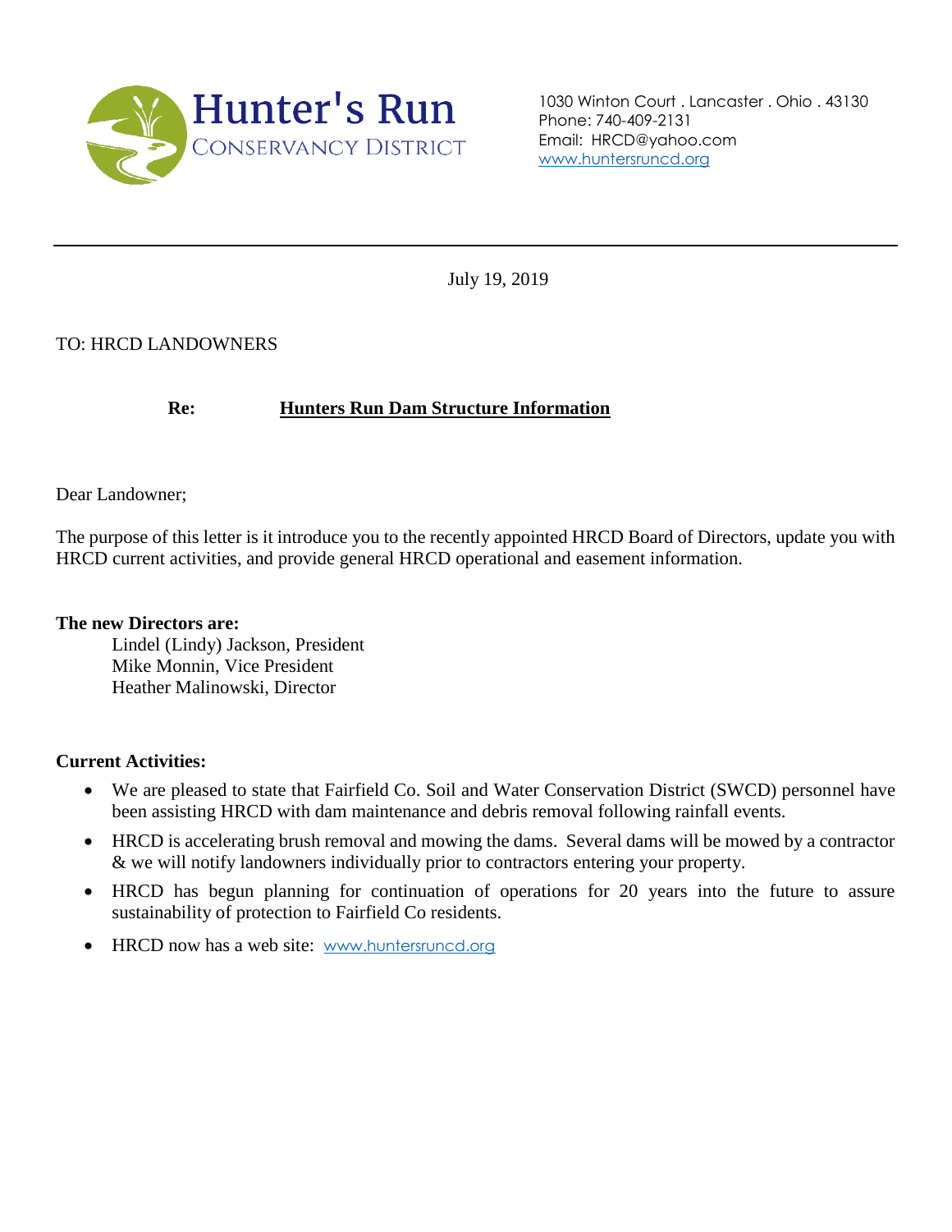# Hunter's Run
CONSERVANCY DISTRICT

1030 Winton Court . Lancaster . Ohio . 43130
Phone: 740-409-2131
Email: HRCD@yahoo.com
www.huntersruncd.org

---

July 19, 2019

TO: HRCD LANDOWNERS

**Re:** **Hunters Run Dam Structure Information**

Dear Landowner;

The purpose of this letter is it introduce you to the recently appointed HRCD Board of Directors, update you with HRCD current activities, and provide general HRCD operational and easement information.

**The new Directors are:**

Lindel (Lindy) Jackson, President
Mike Monnin, Vice President
Heather Malinowski, Director

**Current Activities:**

- We are pleased to state that Fairfield Co. Soil and Water Conservation District (SWCD) personnel have been assisting HRCD with dam maintenance and debris removal following rainfall events.
- HRCD is accelerating brush removal and mowing the dams. Several dams will be mowed by a contractor & we will notify landowners individually prior to contractors entering your property.
- HRCD has begun planning for continuation of operations for 20 years into the future to assure sustainability of protection to Fairfield Co residents.
- HRCD now has a web site: www.huntersruncd.org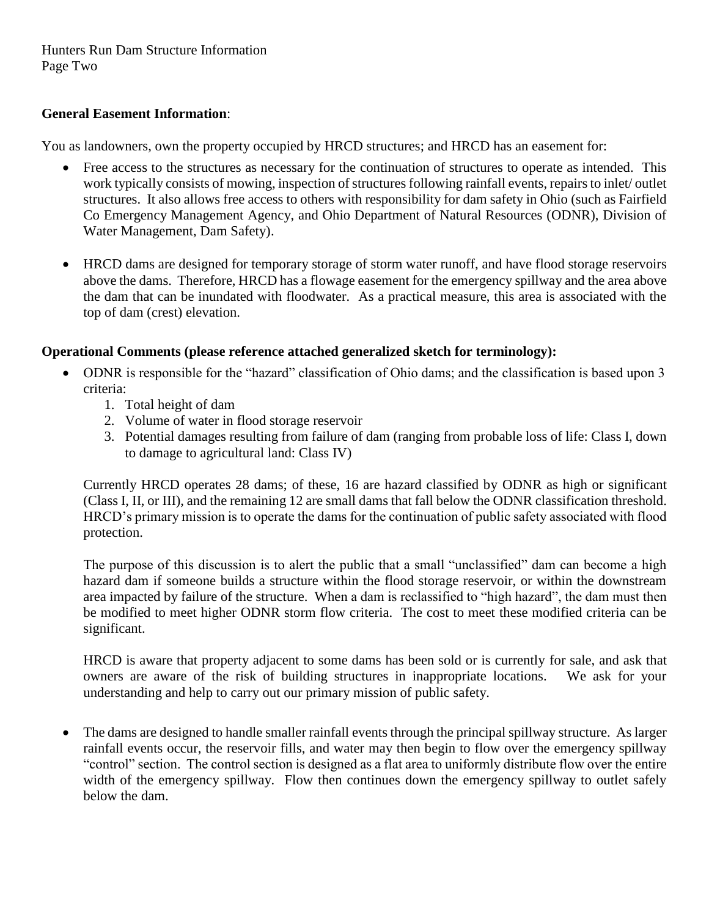**General Easement Information**:

You as landowners, own the property occupied by HRCD structures; and HRCD has an easement for:

- Free access to the structures as necessary for the continuation of structures to operate as intended. This work typically consists of mowing, inspection of structures following rainfall events, repairs to inlet/ outlet structures. It also allows free access to others with responsibility for dam safety in Ohio (such as Fairfield Co Emergency Management Agency, and Ohio Department of Natural Resources (ODNR), Division of Water Management, Dam Safety).
- HRCD dams are designed for temporary storage of storm water runoff, and have flood storage reservoirs above the dams. Therefore, HRCD has a flowage easement for the emergency spillway and the area above the dam that can be inundated with floodwater. As a practical measure, this area is associated with the top of dam (crest) elevation.

**Operational Comments (please reference attached generalized sketch for terminology):**

- ODNR is responsible for the "hazard" classification of Ohio dams; and the classification is based upon 3 criteria:
  1. Total height of dam
  2. Volume of water in flood storage reservoir
  3. Potential damages resulting from failure of dam (ranging from probable loss of life: Class I, down to damage to agricultural land: Class IV)

  Currently HRCD operates 28 dams; of these, 16 are hazard classified by ODNR as high or significant (Class I, II, or III), and the remaining 12 are small dams that fall below the ODNR classification threshold. HRCD's primary mission is to operate the dams for the continuation of public safety associated with flood protection.

  The purpose of this discussion is to alert the public that a small "unclassified" dam can become a high hazard dam if someone builds a structure within the flood storage reservoir, or within the downstream area impacted by failure of the structure. When a dam is reclassified to "high hazard", the dam must then be modified to meet higher ODNR storm flow criteria. The cost to meet these modified criteria can be significant.

  HRCD is aware that property adjacent to some dams has been sold or is currently for sale, and ask that owners are aware of the risk of building structures in inappropriate locations. We ask for your understanding and help to carry out our primary mission of public safety.

- The dams are designed to handle smaller rainfall events through the principal spillway structure. As larger rainfall events occur, the reservoir fills, and water may then begin to flow over the emergency spillway "control" section. The control section is designed as a flat area to uniformly distribute flow over the entire width of the emergency spillway. Flow then continues down the emergency spillway to outlet safely below the dam.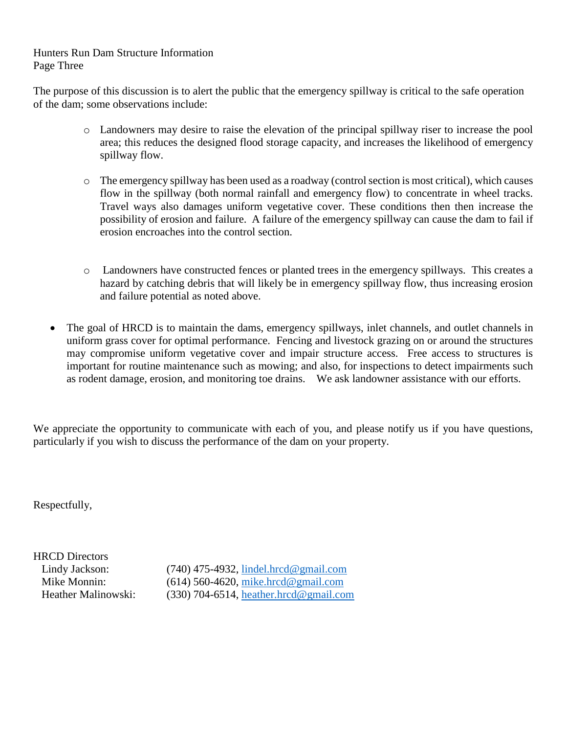Hunters Run Dam Structure Information
Page Three

The purpose of this discussion is to alert the public that the emergency spillway is critical to the safe operation of the dam; some observations include:

  - Landowners may desire to raise the elevation of the principal spillway riser to increase the pool area; this reduces the designed flood storage capacity, and increases the likelihood of emergency spillway flow.

  - The emergency spillway has been used as a roadway (control section is most critical), which causes flow in the spillway (both normal rainfall and emergency flow) to concentrate in wheel tracks. Travel ways also damages uniform vegetative cover. These conditions then then increase the possibility of erosion and failure. A failure of the emergency spillway can cause the dam to fail if erosion encroaches into the control section.

  - Landowners have constructed fences or planted trees in the emergency spillways. This creates a hazard by catching debris that will likely be in emergency spillway flow, thus increasing erosion and failure potential as noted above.

- The goal of HRCD is to maintain the dams, emergency spillways, inlet channels, and outlet channels in uniform grass cover for optimal performance. Fencing and livestock grazing on or around the structures may compromise uniform vegetative cover and impair structure access. Free access to structures is important for routine maintenance such as mowing; and also, for inspections to detect impairments such as rodent damage, erosion, and monitoring toe drains. We ask landowner assistance with our efforts.

We appreciate the opportunity to communicate with each of you, and please notify us if you have questions, particularly if you wish to discuss the performance of the dam on your property.

Respectfully,

HRCD Directors
Lindy Jackson: (740) 475-4932, lindel.hrcd@gmail.com
Mike Monnin: (614) 560-4620, mike.hrcd@gmail.com
Heather Malinowski: (330) 704-6514, heather.hrcd@gmail.com